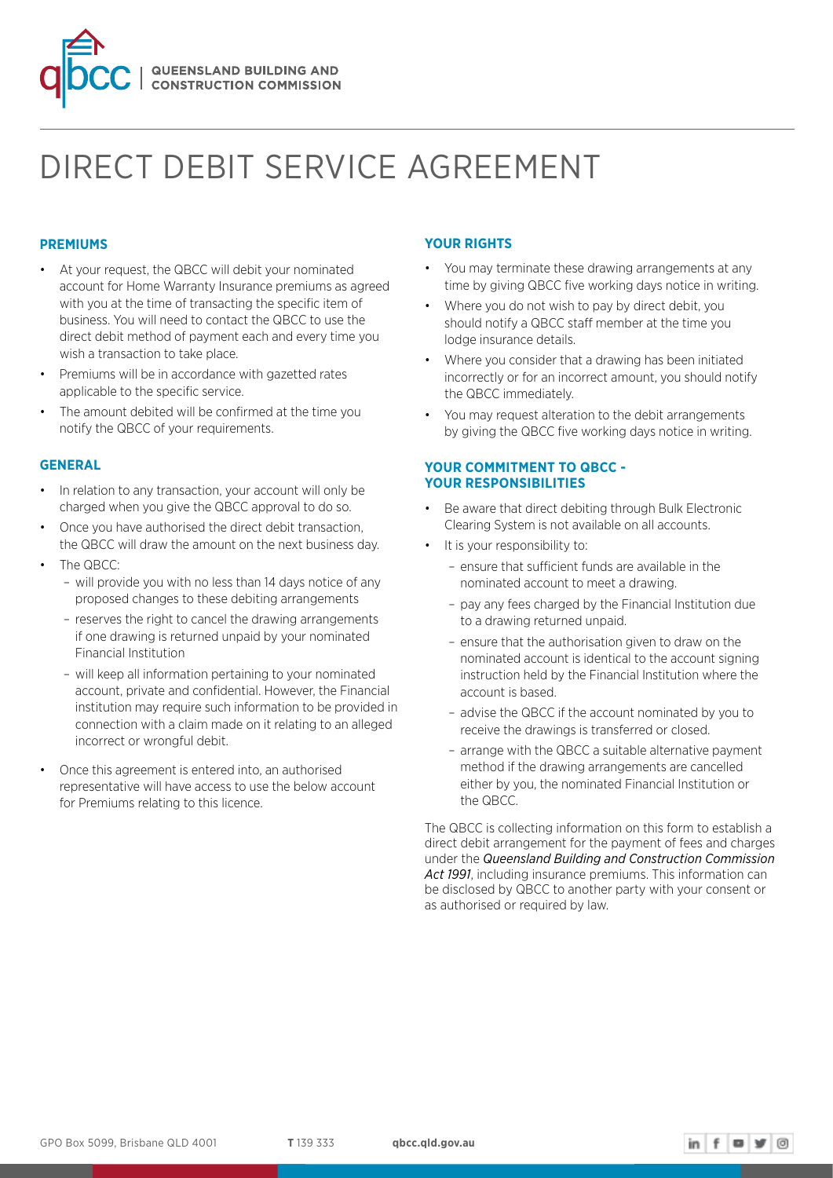QUEENSLAND BUILDING AND CONSTRUCTION COMMISSION

# DIRECT DEBIT SERVICE AGREEMENT

## PREMIUMS

- At your request, the QBCC will debit your nominated account for Home Warranty Insurance premiums as agreed with you at the time of transacting the specific item of business. You will need to contact the QBCC to use the direct debit method of payment each and every time you wish a transaction to take place.
- Premiums will be in accordance with gazetted rates applicable to the specific service.
- The amount debited will be confirmed at the time you notify the QBCC of your requirements.

## GENERAL

- In relation to any transaction, your account will only be charged when you give the QBCC approval to do so.
- Once you have authorised the direct debit transaction, the QBCC will draw the amount on the next business day.
- The QBCC:
  - will provide you with no less than 14 days notice of any proposed changes to these debiting arrangements
  - reserves the right to cancel the drawing arrangements if one drawing is returned unpaid by your nominated Financial Institution
  - will keep all information pertaining to your nominated account, private and confidential. However, the Financial institution may require such information to be provided in connection with a claim made on it relating to an alleged incorrect or wrongful debit.
- Once this agreement is entered into, an authorised representative will have access to use the below account for Premiums relating to this licence.

## YOUR RIGHTS

- You may terminate these drawing arrangements at any time by giving QBCC five working days notice in writing.
- Where you do not wish to pay by direct debit, you should notify a QBCC staff member at the time you lodge insurance details.
- Where you consider that a drawing has been initiated incorrectly or for an incorrect amount, you should notify the QBCC immediately.
- You may request alteration to the debit arrangements by giving the QBCC five working days notice in writing.

## YOUR COMMITMENT TO QBCC - YOUR RESPONSIBILITIES

- Be aware that direct debiting through Bulk Electronic Clearing System is not available on all accounts.
- It is your responsibility to:
  - ensure that sufficient funds are available in the nominated account to meet a drawing.
  - pay any fees charged by the Financial Institution due to a drawing returned unpaid.
  - ensure that the authorisation given to draw on the nominated account is identical to the account signing instruction held by the Financial Institution where the account is based.
  - advise the QBCC if the account nominated by you to receive the drawings is transferred or closed.
  - arrange with the QBCC a suitable alternative payment method if the drawing arrangements are cancelled either by you, the nominated Financial Institution or the QBCC.

The QBCC is collecting information on this form to establish a direct debit arrangement for the payment of fees and charges under the *Queensland Building and Construction Commission Act 1991*, including insurance premiums. This information can be disclosed by QBCC to another party with your consent or as authorised or required by law.

GPO Box 5099, Brisbane QLD 4001 **T** 139 333 **qbcc.qld.gov.au**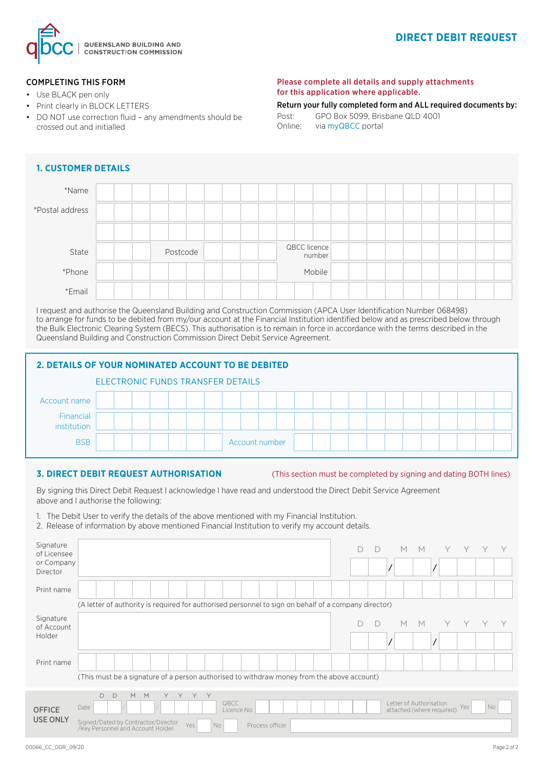QUEENSLAND BUILDING AND CONSTRUCTION COMMISSION

# DIRECT DEBIT REQUEST

## COMPLETING THIS FORM

- Use BLACK pen only
- Print clearly in BLOCK LETTERS
- DO NOT use correction fluid – any amendments should be crossed out and initialled

**Please complete all details and supply attachments for this application where applicable.**

**Return your fully completed form and ALL required documents by:**

Post: GPO Box 5099, Brisbane QLD 4001
Online: via myQBCC portal

## 1. CUSTOMER DETAILS

| | |
|---|---|
| *Name | |
| *Postal address | |
| | |
| State | |
| Postcode | |
| QBCC licence number | |
| *Phone | |
| Mobile | |
| *Email | |

I request and authorise the Queensland Building and Construction Commission (APCA User Identification Number 068498) to arrange for funds to be debited from my/our account at the Financial Institution identified below and as prescribed below through the Bulk Electronic Clearing System (BECS). This authorisation is to remain in force in accordance with the terms described in the Queensland Building and Construction Commission Direct Debit Service Agreement.

## 2. DETAILS OF YOUR NOMINATED ACCOUNT TO BE DEBITED

ELECTRONIC FUNDS TRANSFER DETAILS

| | |
|---|---|
| Account name | |
| Financial institution | |
| BSB | |
| Account number | |

## 3. DIRECT DEBIT REQUEST AUTHORISATION

(This section must be completed by signing and dating BOTH lines)

By signing this Direct Debit Request I acknowledge I have read and understood the Direct Debit Service Agreement above and I authorise the following:

1. The Debit User to verify the details of the above mentioned with my Financial Institution.
2. Release of information by above mentioned Financial Institution to verify my account details.

| | | |
|---|---|---|
| Signature of Licensee or Company Director | | D D / M M / Y Y Y Y |
| Print name | | |

(A letter of authority is required for authorised personnel to sign on behalf of a company director)

| | | |
|---|---|---|
| Signature of Account Holder | | D D / M M / Y Y Y Y |
| Print name | | |

(This must be a signature of a person authorised to withdraw money from the above account)

**OFFICE USE ONLY**

| | |
|---|---|
| Date | D D / M M / Y Y Y Y |
| QBCC Licence No: | |
| Letter of Authorisation attached (where required) | Yes / No |
| Signed/Dated by Contractor/Director /Key Personnel and Account Holder. | Yes / No |
| Process officer | |

00066_CC_DDR_09/20